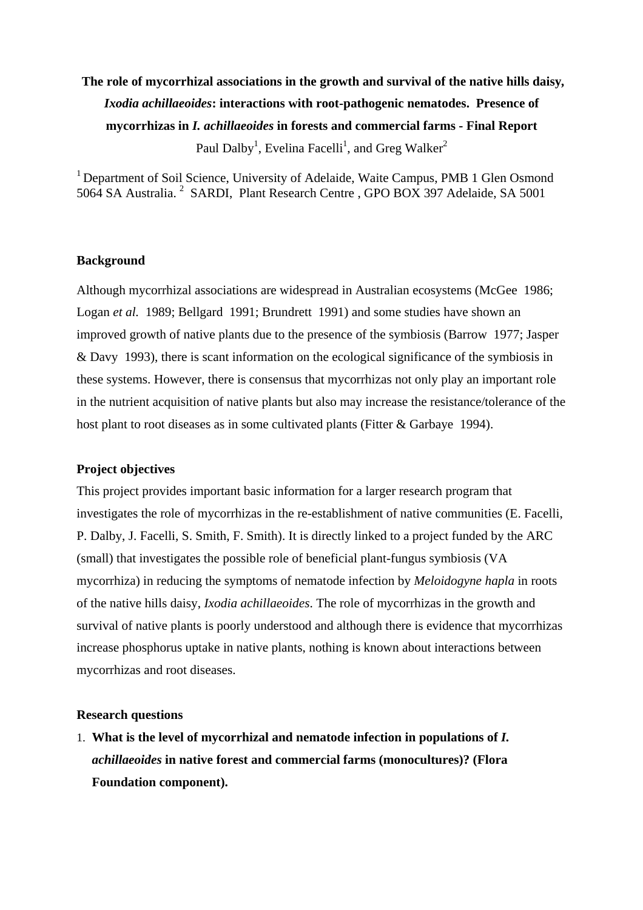# The role of mycorrhizal associations in the growth and survival of the native hills daisy, *Ixodia achillaeoides*: interactions with root-pathogenic nematodes. Presence of mycorrhizas in *I. achillaeoides* in forests and commercial farms - Final Report

Paul Dalby[1], Evelina Facelli[1], and Greg Walker[2]

[1] Department of Soil Science, University of Adelaide, Waite Campus, PMB 1 Glen Osmond 5064 SA Australia. [2] SARDI, Plant Research Centre , GPO BOX 397 Adelaide, SA 5001

## Background

Although mycorrhizal associations are widespread in Australian ecosystems (McGee 1986; Logan *et al.* 1989; Bellgard 1991; Brundrett 1991) and some studies have shown an improved growth of native plants due to the presence of the symbiosis (Barrow 1977; Jasper & Davy 1993), there is scant information on the ecological significance of the symbiosis in these systems. However, there is consensus that mycorrhizas not only play an important role in the nutrient acquisition of native plants but also may increase the resistance/tolerance of the host plant to root diseases as in some cultivated plants (Fitter & Garbaye 1994).

## Project objectives

This project provides important basic information for a larger research program that investigates the role of mycorrhizas in the re-establishment of native communities (E. Facelli, P. Dalby, J. Facelli, S. Smith, F. Smith). It is directly linked to a project funded by the ARC (small) that investigates the possible role of beneficial plant-fungus symbiosis (VA mycorrhiza) in reducing the symptoms of nematode infection by *Meloidogyne hapla* in roots of the native hills daisy, *Ixodia achillaeoides*. The role of mycorrhizas in the growth and survival of native plants is poorly understood and although there is evidence that mycorrhizas increase phosphorus uptake in native plants, nothing is known about interactions between mycorrhizas and root diseases.

## Research questions

1. **What is the level of mycorrhizal and nematode infection in populations of *I. achillaeoides* in native forest and commercial farms (monocultures)? (Flora Foundation component).**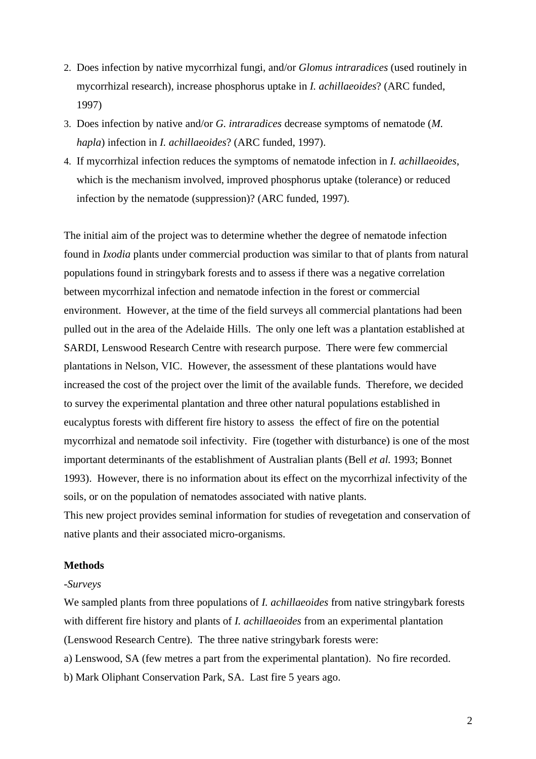2. Does infection by native mycorrhizal fungi, and/or *Glomus intraradices* (used routinely in mycorrhizal research), increase phosphorus uptake in *I. achillaeoides*? (ARC funded, 1997)
3. Does infection by native and/or *G. intraradices* decrease symptoms of nematode (*M. hapla*) infection in *I. achillaeoides*? (ARC funded, 1997).
4. If mycorrhizal infection reduces the symptoms of nematode infection in *I. achillaeoides*, which is the mechanism involved, improved phosphorus uptake (tolerance) or reduced infection by the nematode (suppression)? (ARC funded, 1997).

The initial aim of the project was to determine whether the degree of nematode infection found in *Ixodia* plants under commercial production was similar to that of plants from natural populations found in stringybark forests and to assess if there was a negative correlation between mycorrhizal infection and nematode infection in the forest or commercial environment. However, at the time of the field surveys all commercial plantations had been pulled out in the area of the Adelaide Hills. The only one left was a plantation established at SARDI, Lenswood Research Centre with research purpose. There were few commercial plantations in Nelson, VIC. However, the assessment of these plantations would have increased the cost of the project over the limit of the available funds. Therefore, we decided to survey the experimental plantation and three other natural populations established in eucalyptus forests with different fire history to assess the effect of fire on the potential mycorrhizal and nematode soil infectivity. Fire (together with disturbance) is one of the most important determinants of the establishment of Australian plants (Bell *et al.* 1993; Bonnet 1993). However, there is no information about its effect on the mycorrhizal infectivity of the soils, or on the population of nematodes associated with native plants.
This new project provides seminal information for studies of revegetation and conservation of native plants and their associated micro-organisms.

**Methods**

*-Surveys*

We sampled plants from three populations of *I. achillaeoides* from native stringybark forests with different fire history and plants of *I. achillaeoides* from an experimental plantation (Lenswood Research Centre). The three native stringybark forests were:

a) Lenswood, SA (few metres a part from the experimental plantation). No fire recorded.

b) Mark Oliphant Conservation Park, SA. Last fire 5 years ago.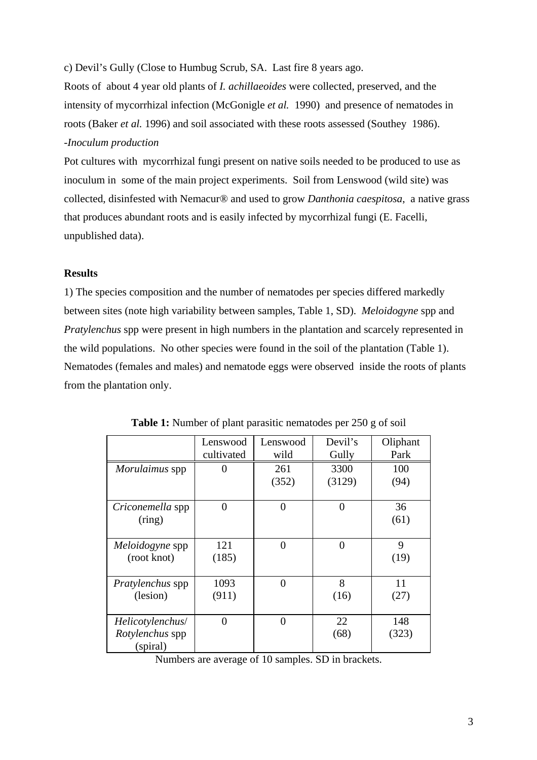c) Devil's Gully (Close to Humbug Scrub, SA.  Last fire 8 years ago.

Roots of  about 4 year old plants of *I. achillaeoides* were collected, preserved, and the intensity of mycorrhizal infection (McGonigle *et al.* 1990)  and presence of nematodes in roots (Baker *et al.* 1996) and soil associated with these roots assessed (Southey  1986).

-*Inoculum production*

Pot cultures with  mycorrhizal fungi present on native soils needed to be produced to use as inoculum in  some of the main project experiments.  Soil from Lenswood (wild site) was collected, disinfested with Nemacur® and used to grow *Danthonia caespitosa*,  a native grass that produces abundant roots and is easily infected by mycorrhizal fungi (E. Facelli, unpublished data).

**Results**

1) The species composition and the number of nematodes per species differed markedly between sites (note high variability between samples, Table 1, SD).  *Meloidogyne* spp and *Pratylenchus* spp were present in high numbers in the plantation and scarcely represented in the wild populations.  No other species were found in the soil of the plantation (Table 1).  Nematodes (females and males) and nematode eggs were observed  inside the roots of plants from the plantation only.

**Table 1:** Number of plant parasitic nematodes per 250 g of soil

| | Lenswood cultivated | Lenswood wild | Devil's Gully | Oliphant Park |
|---|---|---|---|---|
| *Morulaimus* spp | 0 | 261 (352) | 3300 (3129) | 100 (94) |
| *Criconemella* spp (ring) | 0 | 0 | 0 | 36 (61) |
| *Meloidogyne* spp (root knot) | 121 (185) | 0 | 0 | 9 (19) |
| *Pratylenchus* spp (lesion) | 1093 (911) | 0 | 8 (16) | 11 (27) |
| *Helicotylenchus*/ *Rotylenchus* spp (spiral) | 0 | 0 | 22 (68) | 148 (323) |

Numbers are average of 10 samples. SD in brackets.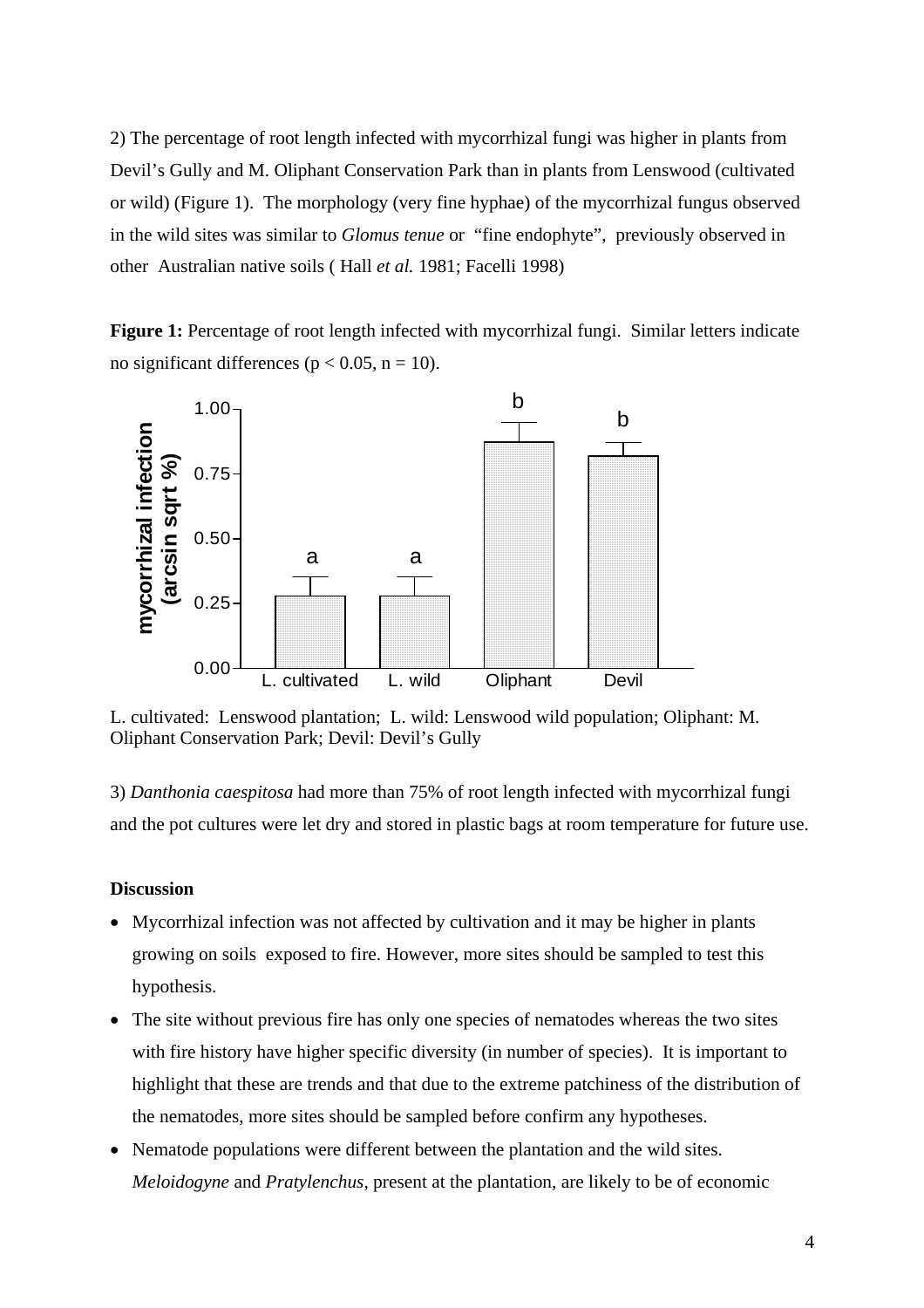2) The percentage of root length infected with mycorrhizal fungi was higher in plants from Devil's Gully and M. Oliphant Conservation Park than in plants from Lenswood (cultivated or wild) (Figure 1). The morphology (very fine hyphae) of the mycorrhizal fungus observed in the wild sites was similar to *Glomus tenue* or "fine endophyte", previously observed in other Australian native soils ( Hall *et al.* 1981; Facelli 1998)

**Figure 1:** Percentage of root length infected with mycorrhizal fungi. Similar letters indicate no significant differences ($p < 0.05$, $n = 10$).

L. cultivated: Lenswood plantation; L. wild: Lenswood wild population; Oliphant: M. Oliphant Conservation Park; Devil: Devil's Gully

3) *Danthonia caespitosa* had more than 75% of root length infected with mycorrhizal fungi and the pot cultures were let dry and stored in plastic bags at room temperature for future use.

**Discussion**

- Mycorrhizal infection was not affected by cultivation and it may be higher in plants growing on soils exposed to fire. However, more sites should be sampled to test this hypothesis.
- The site without previous fire has only one species of nematodes whereas the two sites with fire history have higher specific diversity (in number of species). It is important to highlight that these are trends and that due to the extreme patchiness of the distribution of the nematodes, more sites should be sampled before confirm any hypotheses.
- Nematode populations were different between the plantation and the wild sites. *Meloidogyne* and *Pratylenchus*, present at the plantation, are likely to be of economic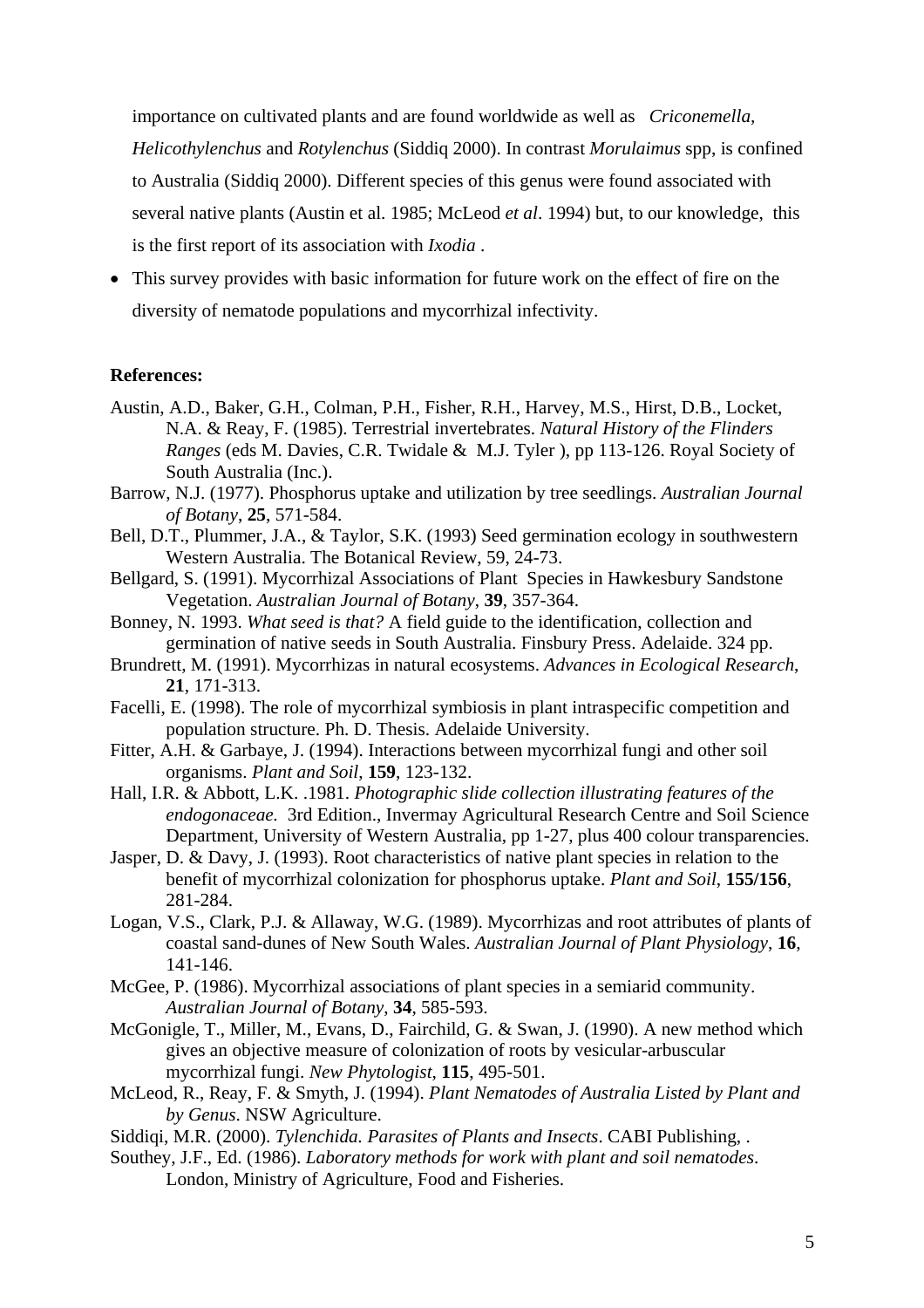importance on cultivated plants and are found worldwide as well as *Criconemella, Helicothylenchus* and *Rotylenchus* (Siddiq 2000). In contrast *Morulaimus* spp, is confined to Australia (Siddiq 2000). Different species of this genus were found associated with several native plants (Austin et al. 1985; McLeod *et al*. 1994) but, to our knowledge, this is the first report of its association with *Ixodia* .

- This survey provides with basic information for future work on the effect of fire on the diversity of nematode populations and mycorrhizal infectivity.

**References:**

Austin, A.D., Baker, G.H., Colman, P.H., Fisher, R.H., Harvey, M.S., Hirst, D.B., Locket, N.A. & Reay, F. (1985). Terrestrial invertebrates. *Natural History of the Flinders Ranges* (eds M. Davies, C.R. Twidale & M.J. Tyler ), pp 113-126. Royal Society of South Australia (Inc.).

Barrow, N.J. (1977). Phosphorus uptake and utilization by tree seedlings. *Australian Journal of Botany*, **25**, 571-584.

Bell, D.T., Plummer, J.A., & Taylor, S.K. (1993) Seed germination ecology in southwestern Western Australia. The Botanical Review, 59, 24-73.

Bellgard, S. (1991). Mycorrhizal Associations of Plant Species in Hawkesbury Sandstone Vegetation. *Australian Journal of Botany*, **39**, 357-364.

Bonney, N. 1993. *What seed is that?* A field guide to the identification, collection and germination of native seeds in South Australia. Finsbury Press. Adelaide. 324 pp.

Brundrett, M. (1991). Mycorrhizas in natural ecosystems. *Advances in Ecological Research*, **21**, 171-313.

Facelli, E. (1998). The role of mycorrhizal symbiosis in plant intraspecific competition and population structure. Ph. D. Thesis. Adelaide University.

Fitter, A.H. & Garbaye, J. (1994). Interactions between mycorrhizal fungi and other soil organisms. *Plant and Soil*, **159**, 123-132.

Hall, I.R. & Abbott, L.K. .1981. *Photographic slide collection illustrating features of the endogonaceae.* 3rd Edition., Invermay Agricultural Research Centre and Soil Science Department, University of Western Australia, pp 1-27, plus 400 colour transparencies.

Jasper, D. & Davy, J. (1993). Root characteristics of native plant species in relation to the benefit of mycorrhizal colonization for phosphorus uptake. *Plant and Soil*, **155/156**, 281-284.

Logan, V.S., Clark, P.J. & Allaway, W.G. (1989). Mycorrhizas and root attributes of plants of coastal sand-dunes of New South Wales. *Australian Journal of Plant Physiology*, **16**, 141-146.

McGee, P. (1986). Mycorrhizal associations of plant species in a semiarid community. *Australian Journal of Botany*, **34**, 585-593.

McGonigle, T., Miller, M., Evans, D., Fairchild, G. & Swan, J. (1990). A new method which gives an objective measure of colonization of roots by vesicular-arbuscular mycorrhizal fungi. *New Phytologist*, **115**, 495-501.

McLeod, R., Reay, F. & Smyth, J. (1994). *Plant Nematodes of Australia Listed by Plant and by Genus*. NSW Agriculture.

Siddiqi, M.R. (2000). *Tylenchida. Parasites of Plants and Insects*. CABI Publishing, .

Southey, J.F., Ed. (1986). *Laboratory methods for work with plant and soil nematodes*. London, Ministry of Agriculture, Food and Fisheries.